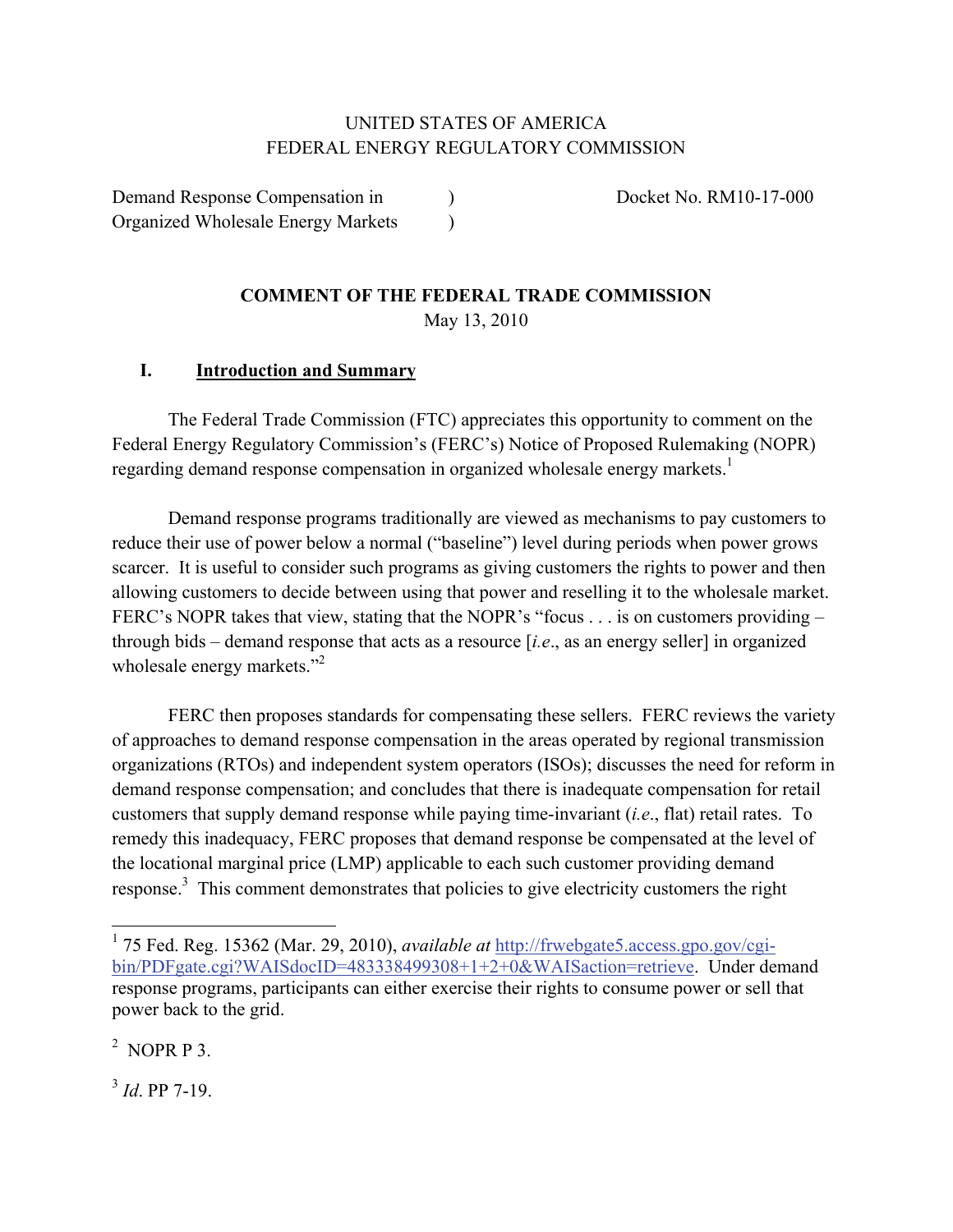UNITED STATES OF AMERICA
FEDERAL ENERGY REGULATORY COMMISSION

| | | |
|---|---|---|
| Demand Response Compensation in Organized Wholesale Energy Markets | ) ) | Docket No. RM10-17-000 |

**COMMENT OF THE FEDERAL TRADE COMMISSION**

May 13, 2010

## I. Introduction and Summary

The Federal Trade Commission (FTC) appreciates this opportunity to comment on the Federal Energy Regulatory Commission's (FERC's) Notice of Proposed Rulemaking (NOPR) regarding demand response compensation in organized wholesale energy markets.[1]

Demand response programs traditionally are viewed as mechanisms to pay customers to reduce their use of power below a normal ("baseline") level during periods when power grows scarcer. It is useful to consider such programs as giving customers the rights to power and then allowing customers to decide between using that power and reselling it to the wholesale market. FERC's NOPR takes that view, stating that the NOPR's "focus . . . is on customers providing – through bids – demand response that acts as a resource [*i.e*., as an energy seller] in organized wholesale energy markets."[2]

FERC then proposes standards for compensating these sellers. FERC reviews the variety of approaches to demand response compensation in the areas operated by regional transmission organizations (RTOs) and independent system operators (ISOs); discusses the need for reform in demand response compensation; and concludes that there is inadequate compensation for retail customers that supply demand response while paying time-invariant (*i.e*., flat) retail rates. To remedy this inadequacy, FERC proposes that demand response be compensated at the level of the locational marginal price (LMP) applicable to each such customer providing demand response.[3] This comment demonstrates that policies to give electricity customers the right

---

[1] 75 Fed. Reg. 15362 (Mar. 29, 2010), *available at* http://frwebgate5.access.gpo.gov/cgi-bin/PDFgate.cgi?WAISdocID=483338499308+1+2+0&WAISaction=retrieve. Under demand response programs, participants can either exercise their rights to consume power or sell that power back to the grid.

[2] NOPR P 3.

[3] *Id*. PP 7-19.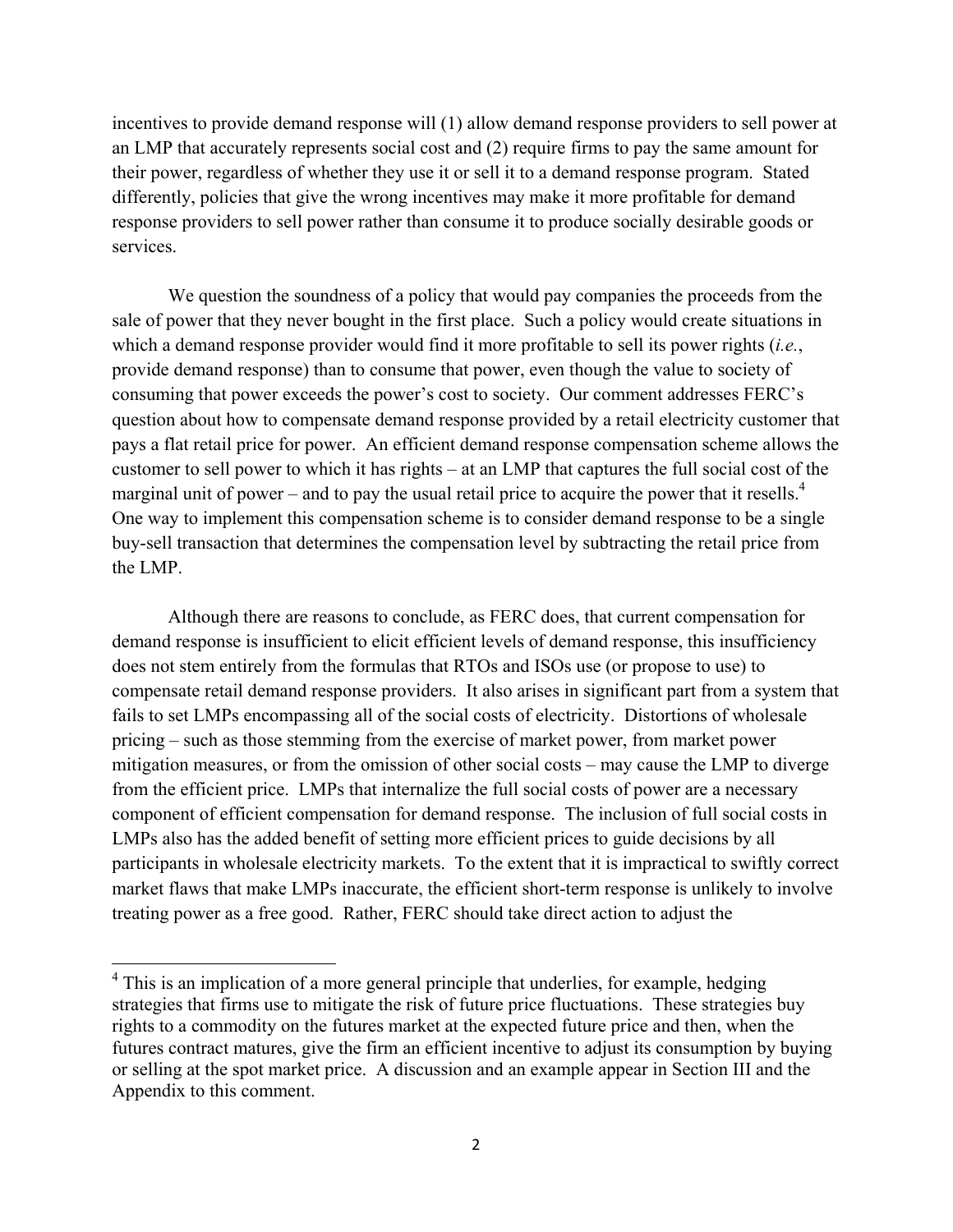incentives to provide demand response will (1) allow demand response providers to sell power at an LMP that accurately represents social cost and (2) require firms to pay the same amount for their power, regardless of whether they use it or sell it to a demand response program. Stated differently, policies that give the wrong incentives may make it more profitable for demand response providers to sell power rather than consume it to produce socially desirable goods or services.

We question the soundness of a policy that would pay companies the proceeds from the sale of power that they never bought in the first place. Such a policy would create situations in which a demand response provider would find it more profitable to sell its power rights (*i.e.*, provide demand response) than to consume that power, even though the value to society of consuming that power exceeds the power's cost to society. Our comment addresses FERC's question about how to compensate demand response provided by a retail electricity customer that pays a flat retail price for power. An efficient demand response compensation scheme allows the customer to sell power to which it has rights – at an LMP that captures the full social cost of the marginal unit of power – and to pay the usual retail price to acquire the power that it resells.[4] One way to implement this compensation scheme is to consider demand response to be a single buy-sell transaction that determines the compensation level by subtracting the retail price from the LMP.

Although there are reasons to conclude, as FERC does, that current compensation for demand response is insufficient to elicit efficient levels of demand response, this insufficiency does not stem entirely from the formulas that RTOs and ISOs use (or propose to use) to compensate retail demand response providers. It also arises in significant part from a system that fails to set LMPs encompassing all of the social costs of electricity. Distortions of wholesale pricing – such as those stemming from the exercise of market power, from market power mitigation measures, or from the omission of other social costs – may cause the LMP to diverge from the efficient price. LMPs that internalize the full social costs of power are a necessary component of efficient compensation for demand response. The inclusion of full social costs in LMPs also has the added benefit of setting more efficient prices to guide decisions by all participants in wholesale electricity markets. To the extent that it is impractical to swiftly correct market flaws that make LMPs inaccurate, the efficient short-term response is unlikely to involve treating power as a free good. Rather, FERC should take direct action to adjust the

[4] This is an implication of a more general principle that underlies, for example, hedging strategies that firms use to mitigate the risk of future price fluctuations. These strategies buy rights to a commodity on the futures market at the expected future price and then, when the futures contract matures, give the firm an efficient incentive to adjust its consumption by buying or selling at the spot market price. A discussion and an example appear in Section III and the Appendix to this comment.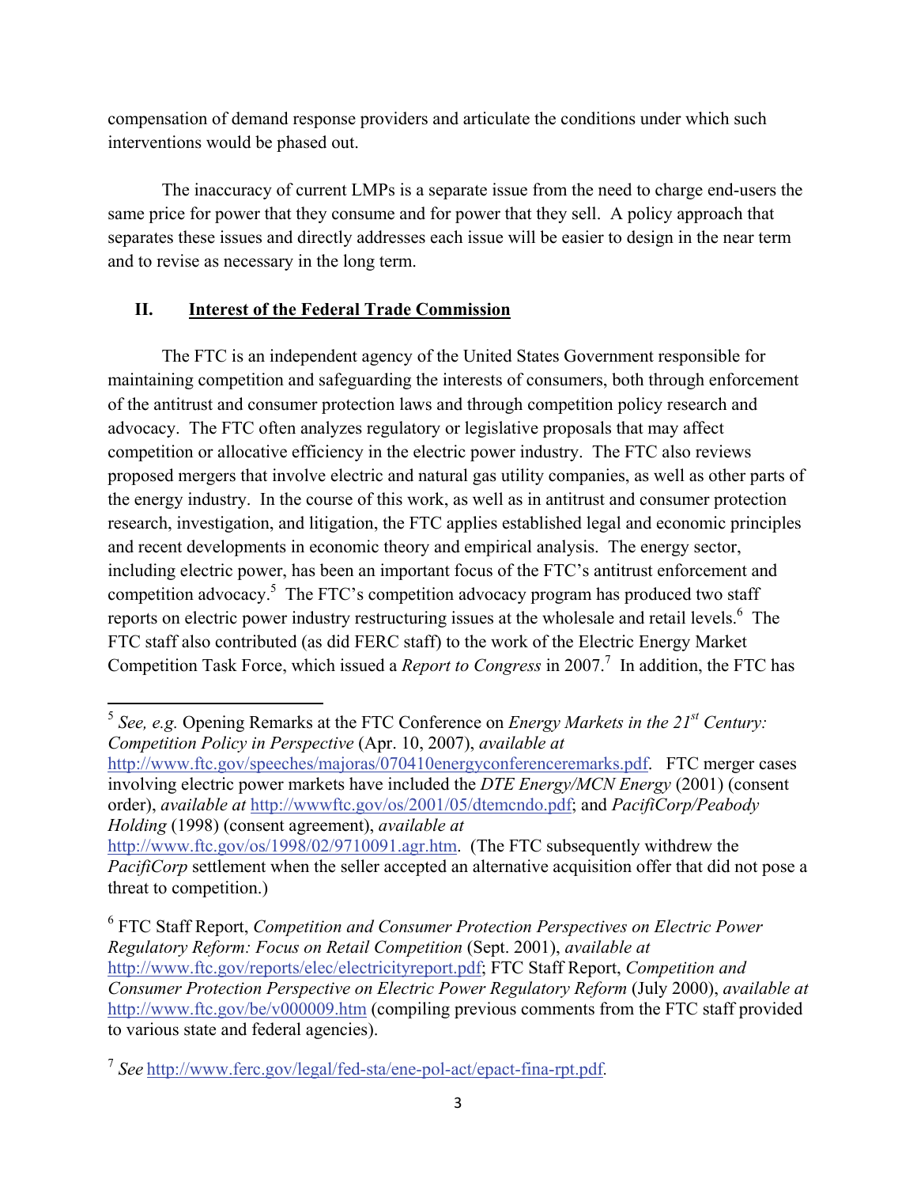compensation of demand response providers and articulate the conditions under which such interventions would be phased out.

The inaccuracy of current LMPs is a separate issue from the need to charge end-users the same price for power that they consume and for power that they sell. A policy approach that separates these issues and directly addresses each issue will be easier to design in the near term and to revise as necessary in the long term.

## II. Interest of the Federal Trade Commission

The FTC is an independent agency of the United States Government responsible for maintaining competition and safeguarding the interests of consumers, both through enforcement of the antitrust and consumer protection laws and through competition policy research and advocacy. The FTC often analyzes regulatory or legislative proposals that may affect competition or allocative efficiency in the electric power industry. The FTC also reviews proposed mergers that involve electric and natural gas utility companies, as well as other parts of the energy industry. In the course of this work, as well as in antitrust and consumer protection research, investigation, and litigation, the FTC applies established legal and economic principles and recent developments in economic theory and empirical analysis. The energy sector, including electric power, has been an important focus of the FTC's antitrust enforcement and competition advocacy.[5] The FTC's competition advocacy program has produced two staff reports on electric power industry restructuring issues at the wholesale and retail levels.[6] The FTC staff also contributed (as did FERC staff) to the work of the Electric Energy Market Competition Task Force, which issued a *Report to Congress* in 2007.[7] In addition, the FTC has

---

[5] *See, e.g.* Opening Remarks at the FTC Conference on *Energy Markets in the 21st Century: Competition Policy in Perspective* (Apr. 10, 2007), *available at* http://www.ftc.gov/speeches/majoras/070410energyconferenceremarks.pdf. FTC merger cases involving electric power markets have included the *DTE Energy/MCN Energy* (2001) (consent order), *available at* http://wwwftc.gov/os/2001/05/dtemcndo.pdf; and *PacifiCorp/Peabody Holding* (1998) (consent agreement), *available at* http://www.ftc.gov/os/1998/02/9710091.agr.htm. (The FTC subsequently withdrew the *PacifiCorp* settlement when the seller accepted an alternative acquisition offer that did not pose a threat to competition.)

[6] FTC Staff Report, *Competition and Consumer Protection Perspectives on Electric Power Regulatory Reform: Focus on Retail Competition* (Sept. 2001), *available at* http://www.ftc.gov/reports/elec/electricityreport.pdf; FTC Staff Report, *Competition and Consumer Protection Perspective on Electric Power Regulatory Reform* (July 2000), *available at* http://www.ftc.gov/be/v000009.htm (compiling previous comments from the FTC staff provided to various state and federal agencies).

[7] *See* http://www.ferc.gov/legal/fed-sta/ene-pol-act/epact-fina-rpt.pdf.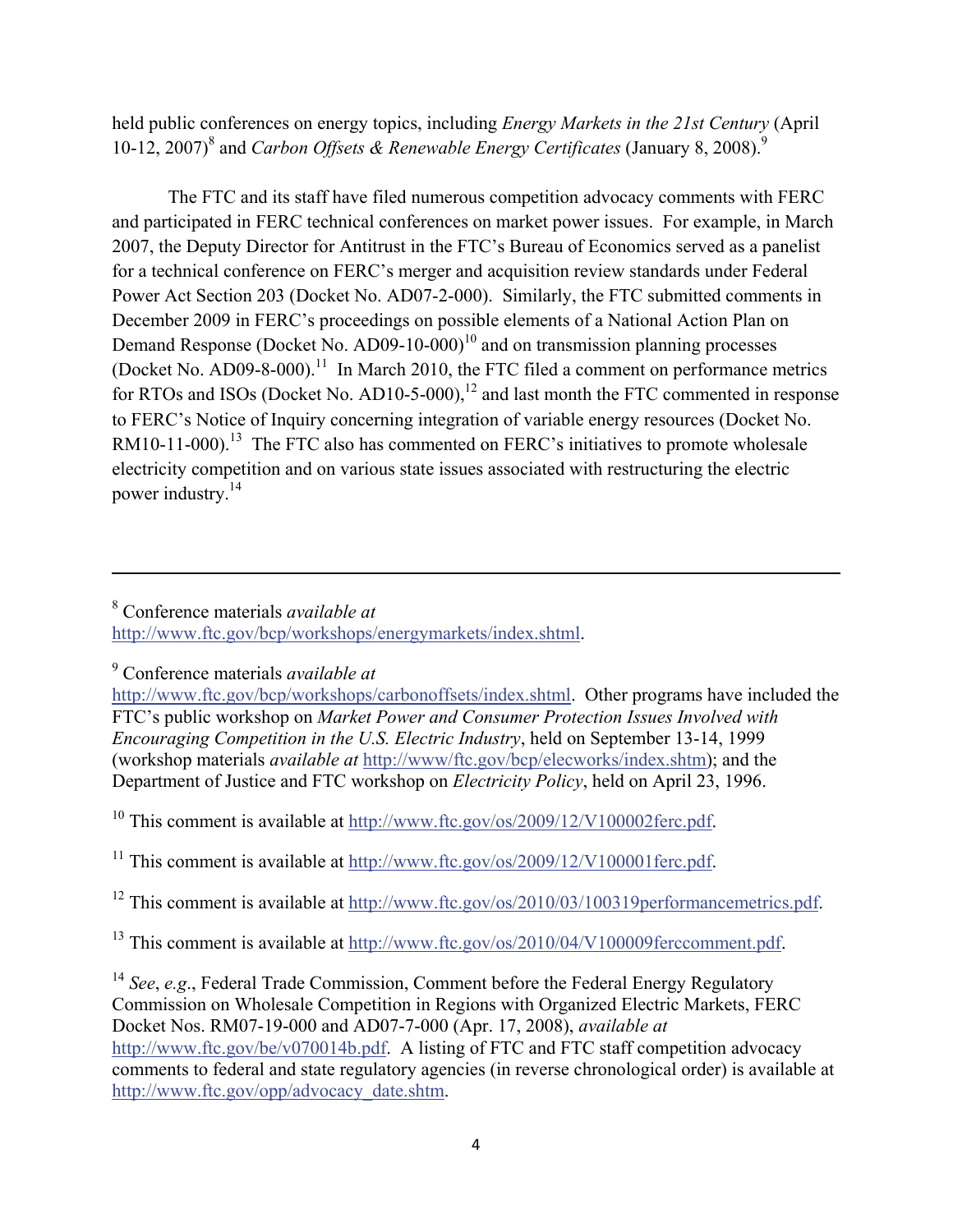held public conferences on energy topics, including *Energy Markets in the 21st Century* (April 10-12, 2007)[8] and *Carbon Offsets & Renewable Energy Certificates* (January 8, 2008).[9]

The FTC and its staff have filed numerous competition advocacy comments with FERC and participated in FERC technical conferences on market power issues. For example, in March 2007, the Deputy Director for Antitrust in the FTC's Bureau of Economics served as a panelist for a technical conference on FERC's merger and acquisition review standards under Federal Power Act Section 203 (Docket No. AD07-2-000). Similarly, the FTC submitted comments in December 2009 in FERC's proceedings on possible elements of a National Action Plan on Demand Response (Docket No. AD09-10-000)[10] and on transmission planning processes (Docket No. AD09-8-000).[11] In March 2010, the FTC filed a comment on performance metrics for RTOs and ISOs (Docket No. AD10-5-000),[12] and last month the FTC commented in response to FERC's Notice of Inquiry concerning integration of variable energy resources (Docket No. RM10-11-000).[13] The FTC also has commented on FERC's initiatives to promote wholesale electricity competition and on various state issues associated with restructuring the electric power industry.[14]

---

[8] Conference materials *available at* http://www.ftc.gov/bcp/workshops/energymarkets/index.shtml.

[9] Conference materials *available at* http://www.ftc.gov/bcp/workshops/carbonoffsets/index.shtml. Other programs have included the FTC's public workshop on *Market Power and Consumer Protection Issues Involved with Encouraging Competition in the U.S. Electric Industry*, held on September 13-14, 1999 (workshop materials *available at* http://www/ftc.gov/bcp/elecworks/index.shtm); and the Department of Justice and FTC workshop on *Electricity Policy*, held on April 23, 1996.

[10] This comment is available at http://www.ftc.gov/os/2009/12/V100002ferc.pdf.

[11] This comment is available at http://www.ftc.gov/os/2009/12/V100001ferc.pdf.

[12] This comment is available at http://www.ftc.gov/os/2010/03/100319performancemetrics.pdf.

[13] This comment is available at http://www.ftc.gov/os/2010/04/V100009ferccomment.pdf.

[14] *See*, *e.g*., Federal Trade Commission, Comment before the Federal Energy Regulatory Commission on Wholesale Competition in Regions with Organized Electric Markets, FERC Docket Nos. RM07-19-000 and AD07-7-000 (Apr. 17, 2008), *available at* http://www.ftc.gov/be/v070014b.pdf. A listing of FTC and FTC staff competition advocacy comments to federal and state regulatory agencies (in reverse chronological order) is available at http://www.ftc.gov/opp/advocacy_date.shtm.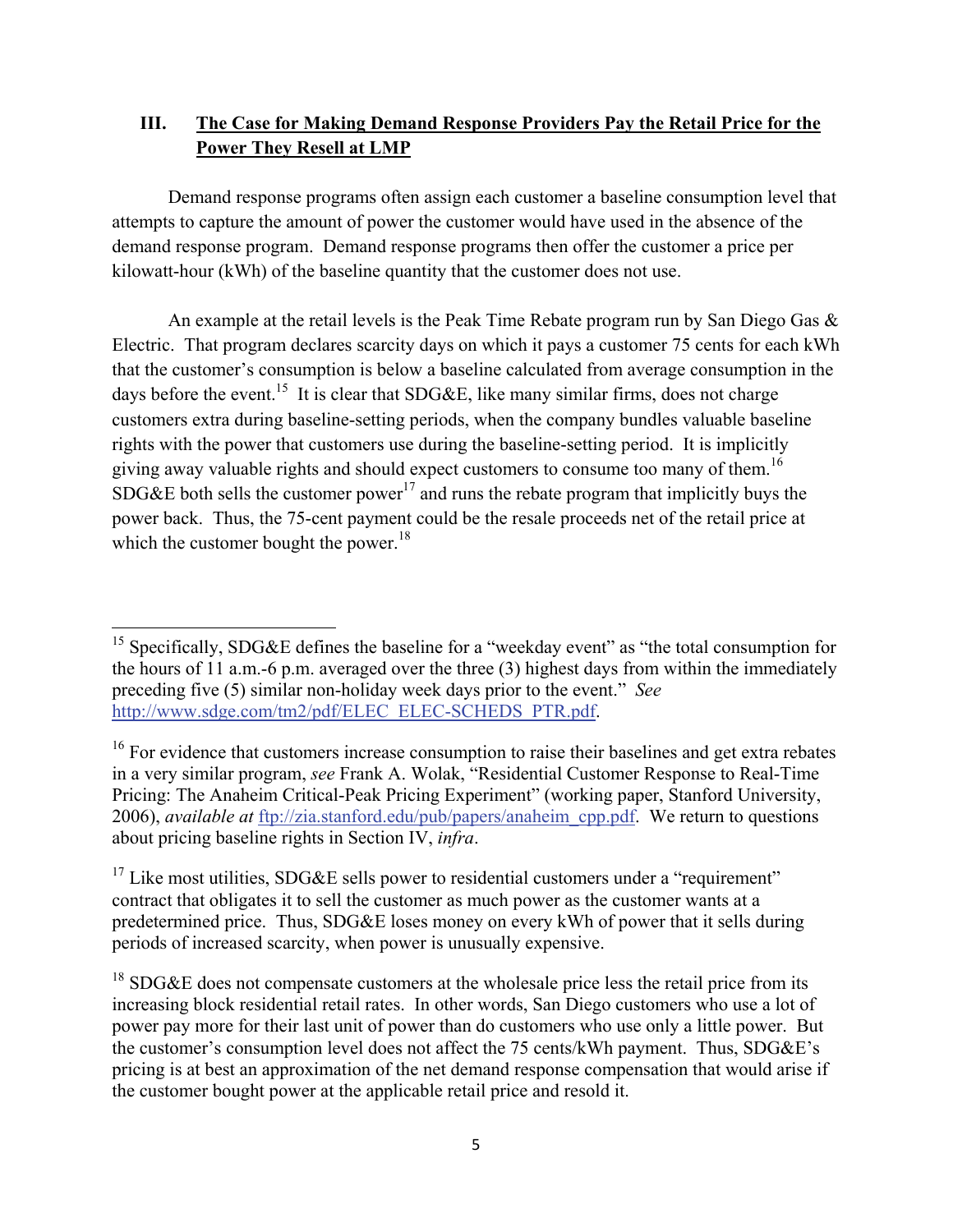## III. The Case for Making Demand Response Providers Pay the Retail Price for the Power They Resell at LMP

Demand response programs often assign each customer a baseline consumption level that attempts to capture the amount of power the customer would have used in the absence of the demand response program. Demand response programs then offer the customer a price per kilowatt-hour (kWh) of the baseline quantity that the customer does not use.

An example at the retail levels is the Peak Time Rebate program run by San Diego Gas & Electric. That program declares scarcity days on which it pays a customer 75 cents for each kWh that the customer's consumption is below a baseline calculated from average consumption in the days before the event.[15] It is clear that SDG&E, like many similar firms, does not charge customers extra during baseline-setting periods, when the company bundles valuable baseline rights with the power that customers use during the baseline-setting period. It is implicitly giving away valuable rights and should expect customers to consume too many of them.[16] SDG&E both sells the customer power[17] and runs the rebate program that implicitly buys the power back. Thus, the 75-cent payment could be the resale proceeds net of the retail price at which the customer bought the power.[18]

---

[15] Specifically, SDG&E defines the baseline for a "weekday event" as "the total consumption for the hours of 11 a.m.-6 p.m. averaged over the three (3) highest days from within the immediately preceding five (5) similar non-holiday week days prior to the event." *See* http://www.sdge.com/tm2/pdf/ELEC_ELEC-SCHEDS_PTR.pdf.

[16] For evidence that customers increase consumption to raise their baselines and get extra rebates in a very similar program, *see* Frank A. Wolak, "Residential Customer Response to Real-Time Pricing: The Anaheim Critical-Peak Pricing Experiment" (working paper, Stanford University, 2006), *available at* ftp://zia.stanford.edu/pub/papers/anaheim_cpp.pdf. We return to questions about pricing baseline rights in Section IV, *infra*.

[17] Like most utilities, SDG&E sells power to residential customers under a "requirement" contract that obligates it to sell the customer as much power as the customer wants at a predetermined price. Thus, SDG&E loses money on every kWh of power that it sells during periods of increased scarcity, when power is unusually expensive.

[18] SDG&E does not compensate customers at the wholesale price less the retail price from its increasing block residential retail rates. In other words, San Diego customers who use a lot of power pay more for their last unit of power than do customers who use only a little power. But the customer's consumption level does not affect the 75 cents/kWh payment. Thus, SDG&E's pricing is at best an approximation of the net demand response compensation that would arise if the customer bought power at the applicable retail price and resold it.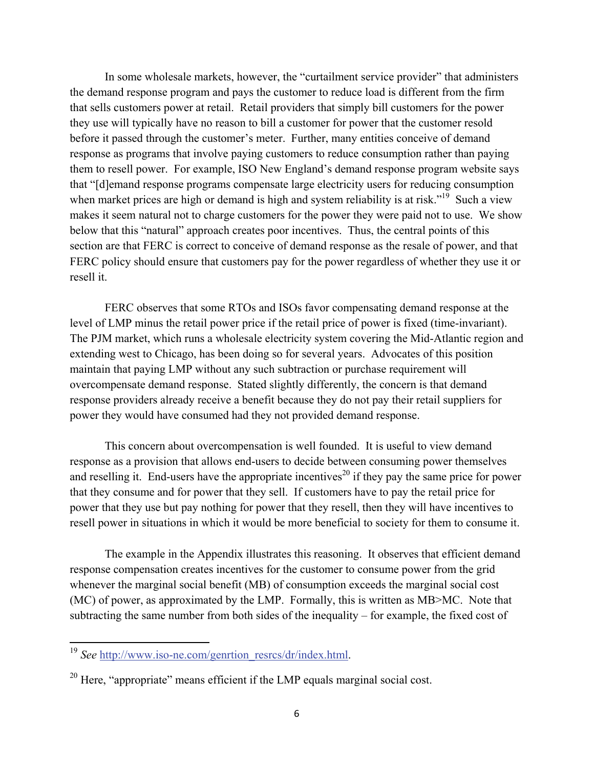In some wholesale markets, however, the "curtailment service provider" that administers the demand response program and pays the customer to reduce load is different from the firm that sells customers power at retail. Retail providers that simply bill customers for the power they use will typically have no reason to bill a customer for power that the customer resold before it passed through the customer's meter. Further, many entities conceive of demand response as programs that involve paying customers to reduce consumption rather than paying them to resell power. For example, ISO New England's demand response program website says that "[d]emand response programs compensate large electricity users for reducing consumption when market prices are high or demand is high and system reliability is at risk."[19] Such a view makes it seem natural not to charge customers for the power they were paid not to use. We show below that this "natural" approach creates poor incentives. Thus, the central points of this section are that FERC is correct to conceive of demand response as the resale of power, and that FERC policy should ensure that customers pay for the power regardless of whether they use it or resell it.

FERC observes that some RTOs and ISOs favor compensating demand response at the level of LMP minus the retail power price if the retail price of power is fixed (time-invariant). The PJM market, which runs a wholesale electricity system covering the Mid-Atlantic region and extending west to Chicago, has been doing so for several years. Advocates of this position maintain that paying LMP without any such subtraction or purchase requirement will overcompensate demand response. Stated slightly differently, the concern is that demand response providers already receive a benefit because they do not pay their retail suppliers for power they would have consumed had they not provided demand response.

This concern about overcompensation is well founded. It is useful to view demand response as a provision that allows end-users to decide between consuming power themselves and reselling it. End-users have the appropriate incentives[20] if they pay the same price for power that they consume and for power that they sell. If customers have to pay the retail price for power that they use but pay nothing for power that they resell, then they will have incentives to resell power in situations in which it would be more beneficial to society for them to consume it.

The example in the Appendix illustrates this reasoning. It observes that efficient demand response compensation creates incentives for the customer to consume power from the grid whenever the marginal social benefit (MB) of consumption exceeds the marginal social cost (MC) of power, as approximated by the LMP. Formally, this is written as MB>MC. Note that subtracting the same number from both sides of the inequality – for example, the fixed cost of

---

[19] *See* http://www.iso-ne.com/genrtion_resrcs/dr/index.html.

[20] Here, "appropriate" means efficient if the LMP equals marginal social cost.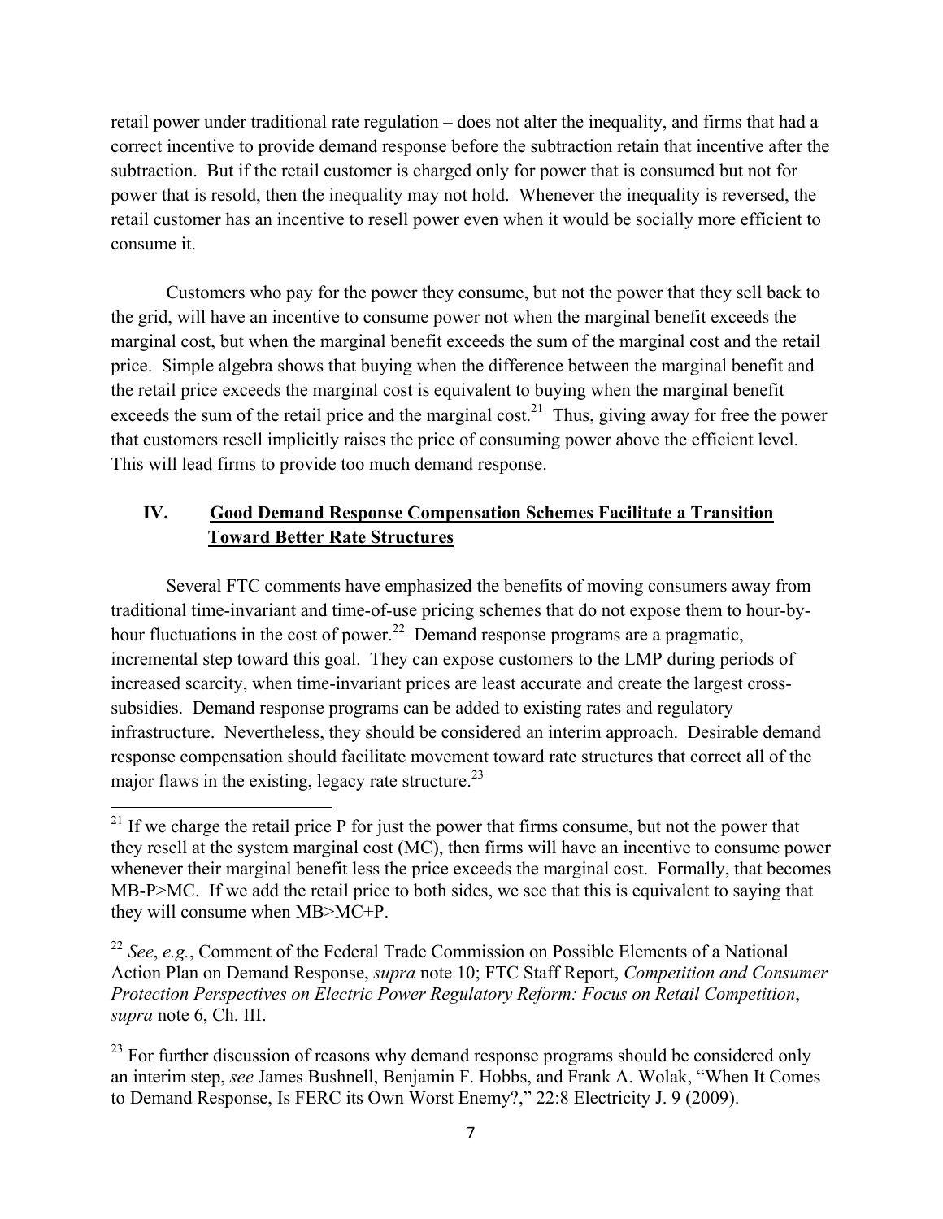retail power under traditional rate regulation – does not alter the inequality, and firms that had a correct incentive to provide demand response before the subtraction retain that incentive after the subtraction. But if the retail customer is charged only for power that is consumed but not for power that is resold, then the inequality may not hold. Whenever the inequality is reversed, the retail customer has an incentive to resell power even when it would be socially more efficient to consume it.

Customers who pay for the power they consume, but not the power that they sell back to the grid, will have an incentive to consume power not when the marginal benefit exceeds the marginal cost, but when the marginal benefit exceeds the sum of the marginal cost and the retail price. Simple algebra shows that buying when the difference between the marginal benefit and the retail price exceeds the marginal cost is equivalent to buying when the marginal benefit exceeds the sum of the retail price and the marginal cost.[21] Thus, giving away for free the power that customers resell implicitly raises the price of consuming power above the efficient level. This will lead firms to provide too much demand response.

## IV. <u>Good Demand Response Compensation Schemes Facilitate a Transition Toward Better Rate Structures</u>

Several FTC comments have emphasized the benefits of moving consumers away from traditional time-invariant and time-of-use pricing schemes that do not expose them to hour-by-hour fluctuations in the cost of power.[22] Demand response programs are a pragmatic, incremental step toward this goal. They can expose customers to the LMP during periods of increased scarcity, when time-invariant prices are least accurate and create the largest cross-subsidies. Demand response programs can be added to existing rates and regulatory infrastructure. Nevertheless, they should be considered an interim approach. Desirable demand response compensation should facilitate movement toward rate structures that correct all of the major flaws in the existing, legacy rate structure.[23]

---

[21] If we charge the retail price P for just the power that firms consume, but not the power that they resell at the system marginal cost (MC), then firms will have an incentive to consume power whenever their marginal benefit less the price exceeds the marginal cost. Formally, that becomes $MB-P>MC$. If we add the retail price to both sides, we see that this is equivalent to saying that they will consume when $MB>MC+P$.

[22] *See*, *e.g.*, Comment of the Federal Trade Commission on Possible Elements of a National Action Plan on Demand Response, *supra* note 10; FTC Staff Report, *Competition and Consumer Protection Perspectives on Electric Power Regulatory Reform: Focus on Retail Competition*, *supra* note 6, Ch. III.

[23] For further discussion of reasons why demand response programs should be considered only an interim step, *see* James Bushnell, Benjamin F. Hobbs, and Frank A. Wolak, "When It Comes to Demand Response, Is FERC its Own Worst Enemy?," 22:8 Electricity J. 9 (2009).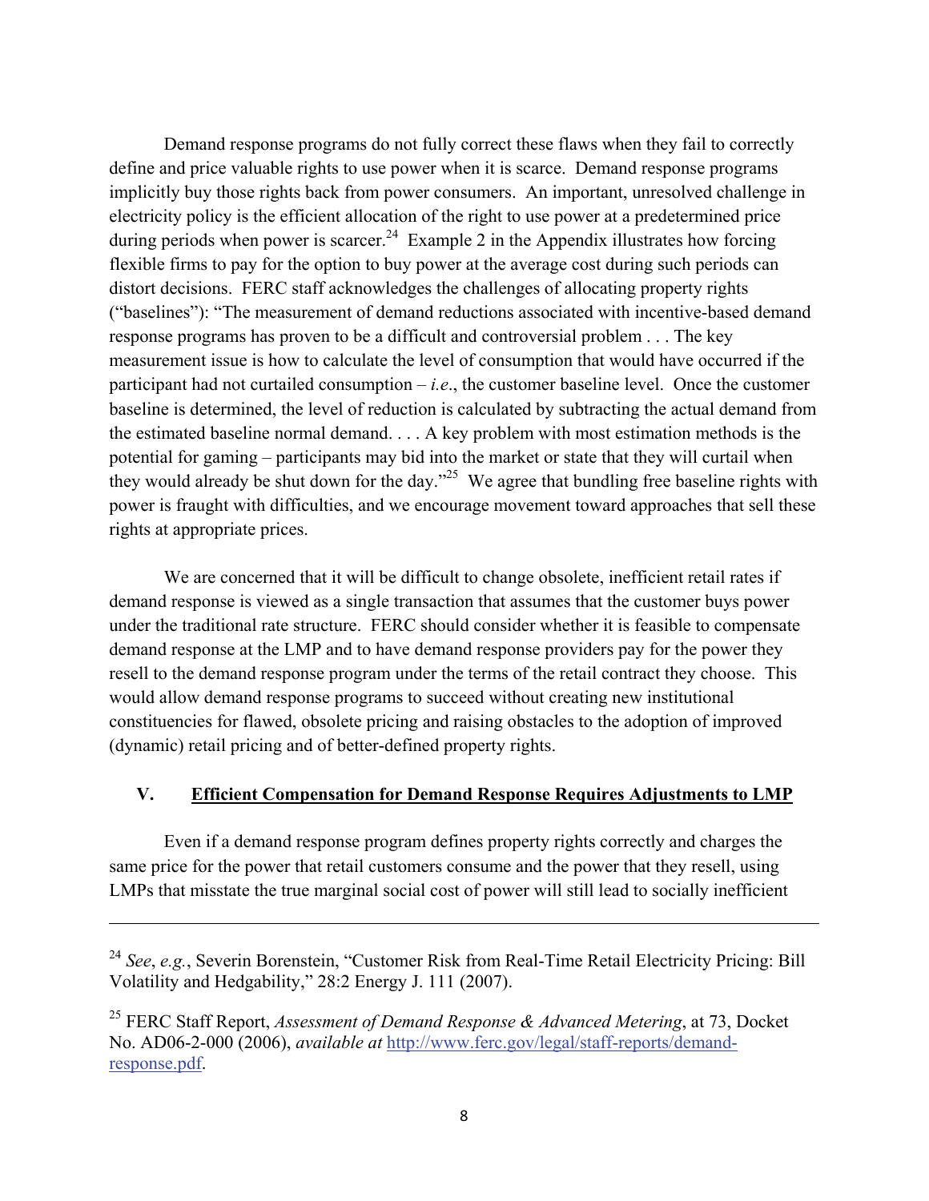Demand response programs do not fully correct these flaws when they fail to correctly define and price valuable rights to use power when it is scarce. Demand response programs implicitly buy those rights back from power consumers. An important, unresolved challenge in electricity policy is the efficient allocation of the right to use power at a predetermined price during periods when power is scarcer.[24] Example 2 in the Appendix illustrates how forcing flexible firms to pay for the option to buy power at the average cost during such periods can distort decisions. FERC staff acknowledges the challenges of allocating property rights ("baselines"): "The measurement of demand reductions associated with incentive-based demand response programs has proven to be a difficult and controversial problem . . . The key measurement issue is how to calculate the level of consumption that would have occurred if the participant had not curtailed consumption – *i.e.*, the customer baseline level. Once the customer baseline is determined, the level of reduction is calculated by subtracting the actual demand from the estimated baseline normal demand. . . . A key problem with most estimation methods is the potential for gaming – participants may bid into the market or state that they will curtail when they would already be shut down for the day."[25] We agree that bundling free baseline rights with power is fraught with difficulties, and we encourage movement toward approaches that sell these rights at appropriate prices.

We are concerned that it will be difficult to change obsolete, inefficient retail rates if demand response is viewed as a single transaction that assumes that the customer buys power under the traditional rate structure. FERC should consider whether it is feasible to compensate demand response at the LMP and to have demand response providers pay for the power they resell to the demand response program under the terms of the retail contract they choose. This would allow demand response programs to succeed without creating new institutional constituencies for flawed, obsolete pricing and raising obstacles to the adoption of improved (dynamic) retail pricing and of better-defined property rights.

## V. Efficient Compensation for Demand Response Requires Adjustments to LMP

Even if a demand response program defines property rights correctly and charges the same price for the power that retail customers consume and the power that they resell, using LMPs that misstate the true marginal social cost of power will still lead to socially inefficient

---

[24] *See*, *e.g.*, Severin Borenstein, "Customer Risk from Real-Time Retail Electricity Pricing: Bill Volatility and Hedgability," 28:2 Energy J. 111 (2007).

[25] FERC Staff Report, *Assessment of Demand Response & Advanced Metering*, at 73, Docket No. AD06-2-000 (2006), *available at* http://www.ferc.gov/legal/staff-reports/demand-response.pdf.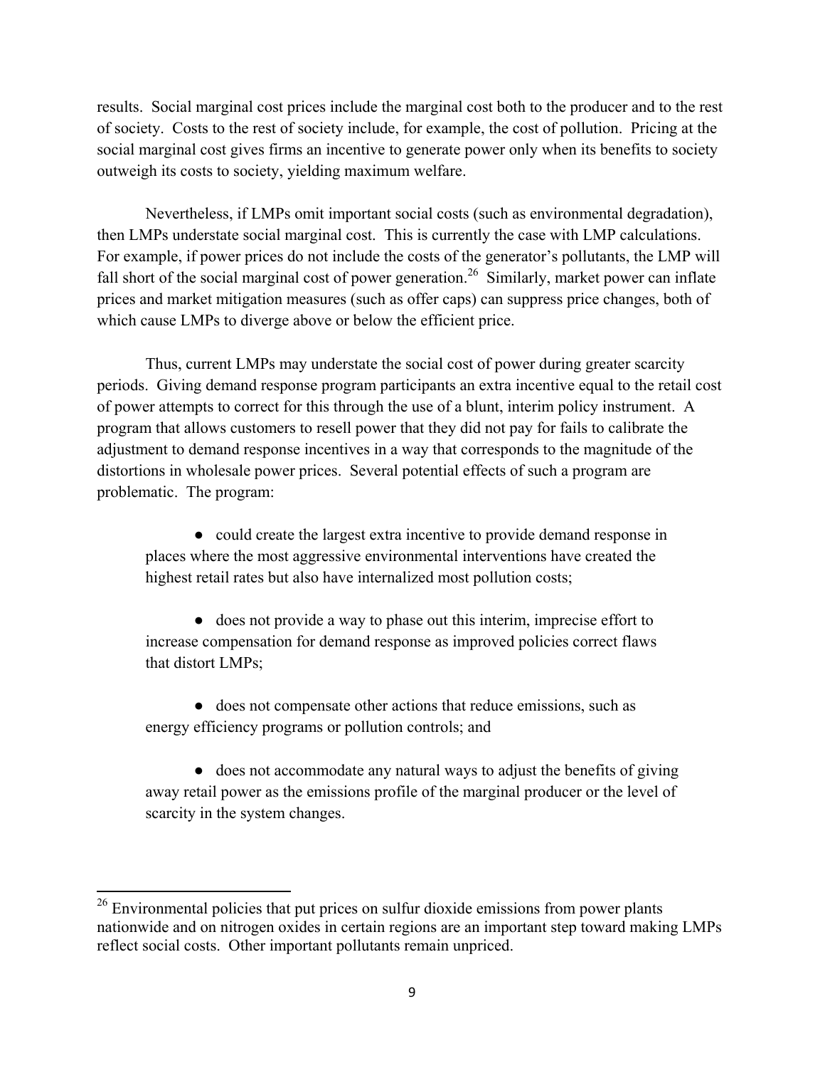results. Social marginal cost prices include the marginal cost both to the producer and to the rest of society. Costs to the rest of society include, for example, the cost of pollution. Pricing at the social marginal cost gives firms an incentive to generate power only when its benefits to society outweigh its costs to society, yielding maximum welfare.

Nevertheless, if LMPs omit important social costs (such as environmental degradation), then LMPs understate social marginal cost. This is currently the case with LMP calculations. For example, if power prices do not include the costs of the generator's pollutants, the LMP will fall short of the social marginal cost of power generation.[26] Similarly, market power can inflate prices and market mitigation measures (such as offer caps) can suppress price changes, both of which cause LMPs to diverge above or below the efficient price.

Thus, current LMPs may understate the social cost of power during greater scarcity periods. Giving demand response program participants an extra incentive equal to the retail cost of power attempts to correct for this through the use of a blunt, interim policy instrument. A program that allows customers to resell power that they did not pay for fails to calibrate the adjustment to demand response incentives in a way that corresponds to the magnitude of the distortions in wholesale power prices. Several potential effects of such a program are problematic. The program:

- could create the largest extra incentive to provide demand response in places where the most aggressive environmental interventions have created the highest retail rates but also have internalized most pollution costs;

- does not provide a way to phase out this interim, imprecise effort to increase compensation for demand response as improved policies correct flaws that distort LMPs;

- does not compensate other actions that reduce emissions, such as energy efficiency programs or pollution controls; and

- does not accommodate any natural ways to adjust the benefits of giving away retail power as the emissions profile of the marginal producer or the level of scarcity in the system changes.

---

[26] Environmental policies that put prices on sulfur dioxide emissions from power plants nationwide and on nitrogen oxides in certain regions are an important step toward making LMPs reflect social costs. Other important pollutants remain unpriced.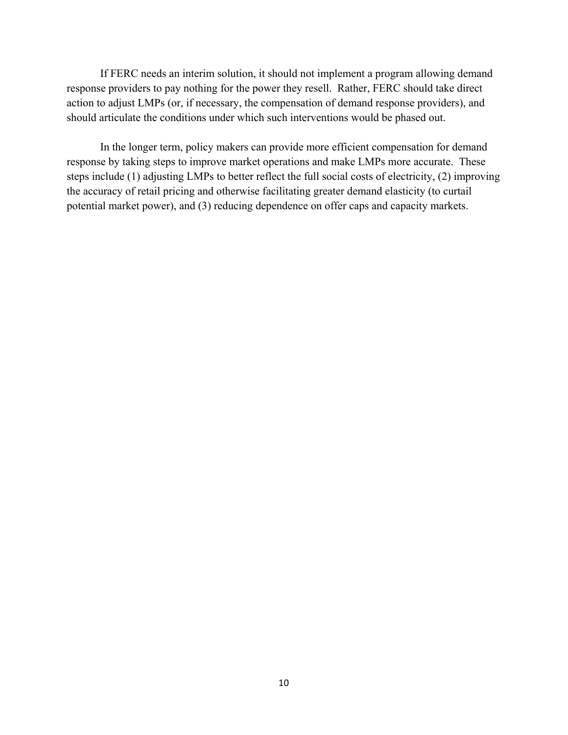If FERC needs an interim solution, it should not implement a program allowing demand response providers to pay nothing for the power they resell. Rather, FERC should take direct action to adjust LMPs (or, if necessary, the compensation of demand response providers), and should articulate the conditions under which such interventions would be phased out.

In the longer term, policy makers can provide more efficient compensation for demand response by taking steps to improve market operations and make LMPs more accurate. These steps include (1) adjusting LMPs to better reflect the full social costs of electricity, (2) improving the accuracy of retail pricing and otherwise facilitating greater demand elasticity (to curtail potential market power), and (3) reducing dependence on offer caps and capacity markets.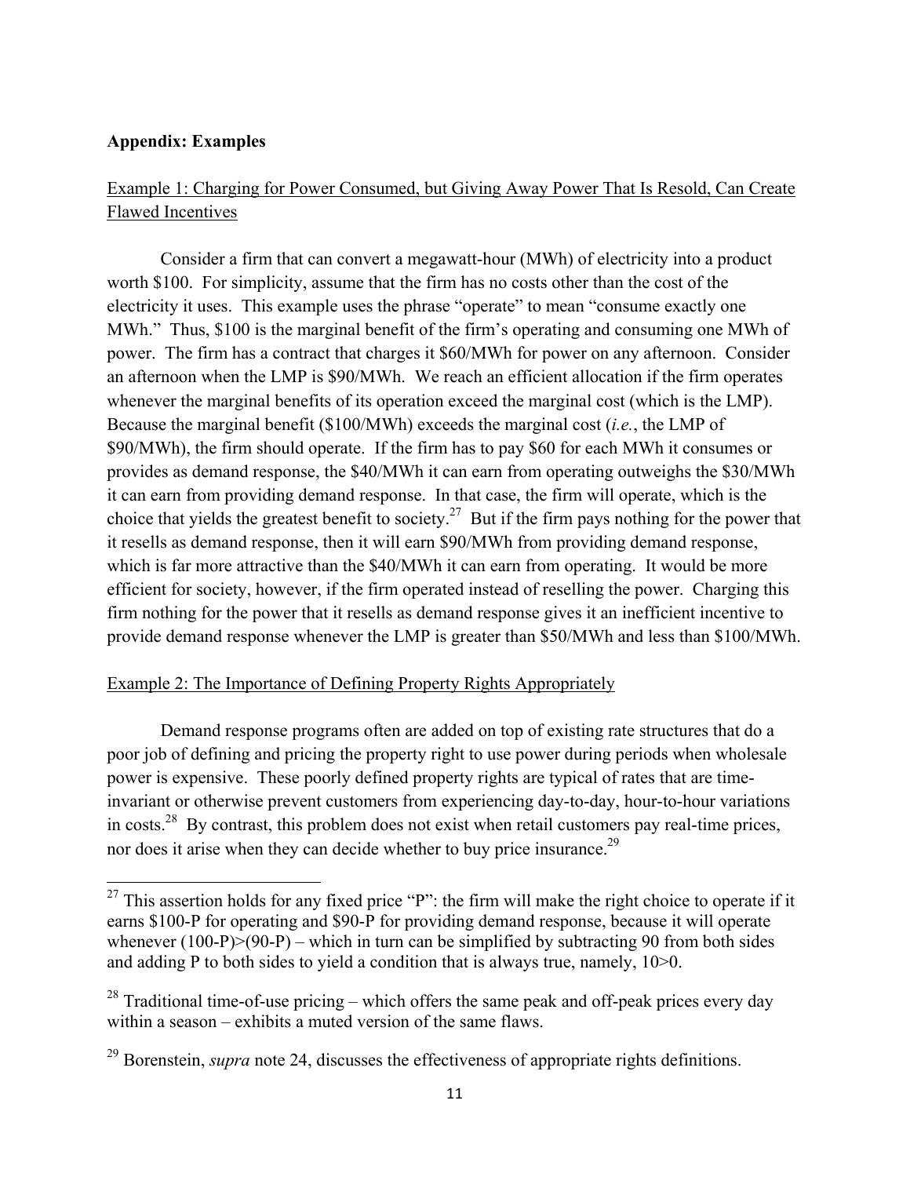**Appendix: Examples**

Example 1: Charging for Power Consumed, but Giving Away Power That Is Resold, Can Create Flawed Incentives

Consider a firm that can convert a megawatt-hour (MWh) of electricity into a product worth \$100. For simplicity, assume that the firm has no costs other than the cost of the electricity it uses. This example uses the phrase "operate" to mean "consume exactly one MWh." Thus, \$100 is the marginal benefit of the firm's operating and consuming one MWh of power. The firm has a contract that charges it \$60/MWh for power on any afternoon. Consider an afternoon when the LMP is \$90/MWh. We reach an efficient allocation if the firm operates whenever the marginal benefits of its operation exceed the marginal cost (which is the LMP). Because the marginal benefit (\$100/MWh) exceeds the marginal cost (*i.e.*, the LMP of \$90/MWh), the firm should operate. If the firm has to pay \$60 for each MWh it consumes or provides as demand response, the \$40/MWh it can earn from operating outweighs the \$30/MWh it can earn from providing demand response. In that case, the firm will operate, which is the choice that yields the greatest benefit to society.[27] But if the firm pays nothing for the power that it resells as demand response, then it will earn \$90/MWh from providing demand response, which is far more attractive than the \$40/MWh it can earn from operating. It would be more efficient for society, however, if the firm operated instead of reselling the power. Charging this firm nothing for the power that it resells as demand response gives it an inefficient incentive to provide demand response whenever the LMP is greater than \$50/MWh and less than \$100/MWh.

Example 2: The Importance of Defining Property Rights Appropriately

Demand response programs often are added on top of existing rate structures that do a poor job of defining and pricing the property right to use power during periods when wholesale power is expensive. These poorly defined property rights are typical of rates that are time-invariant or otherwise prevent customers from experiencing day-to-day, hour-to-hour variations in costs.[28] By contrast, this problem does not exist when retail customers pay real-time prices, nor does it arise when they can decide whether to buy price insurance.[29]

---

[27] This assertion holds for any fixed price "P": the firm will make the right choice to operate if it earns \$100-P for operating and \$90-P for providing demand response, because it will operate whenever $(100\text{-}P)>(90\text{-}P)$ – which in turn can be simplified by subtracting 90 from both sides and adding P to both sides to yield a condition that is always true, namely, $10>0$.

[28] Traditional time-of-use pricing – which offers the same peak and off-peak prices every day within a season – exhibits a muted version of the same flaws.

[29] Borenstein, *supra* note 24, discusses the effectiveness of appropriate rights definitions.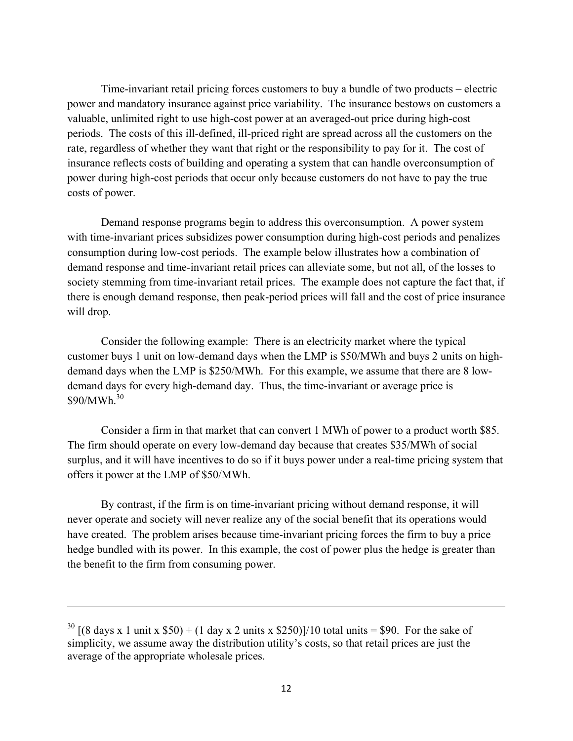Time-invariant retail pricing forces customers to buy a bundle of two products – electric power and mandatory insurance against price variability. The insurance bestows on customers a valuable, unlimited right to use high-cost power at an averaged-out price during high-cost periods. The costs of this ill-defined, ill-priced right are spread across all the customers on the rate, regardless of whether they want that right or the responsibility to pay for it. The cost of insurance reflects costs of building and operating a system that can handle overconsumption of power during high-cost periods that occur only because customers do not have to pay the true costs of power.

Demand response programs begin to address this overconsumption. A power system with time-invariant prices subsidizes power consumption during high-cost periods and penalizes consumption during low-cost periods. The example below illustrates how a combination of demand response and time-invariant retail prices can alleviate some, but not all, of the losses to society stemming from time-invariant retail prices. The example does not capture the fact that, if there is enough demand response, then peak-period prices will fall and the cost of price insurance will drop.

Consider the following example: There is an electricity market where the typical customer buys 1 unit on low-demand days when the LMP is \$50/MWh and buys 2 units on high-demand days when the LMP is \$250/MWh. For this example, we assume that there are 8 low-demand days for every high-demand day. Thus, the time-invariant or average price is \$90/MWh.[30]

Consider a firm in that market that can convert 1 MWh of power to a product worth \$85. The firm should operate on every low-demand day because that creates \$35/MWh of social surplus, and it will have incentives to do so if it buys power under a real-time pricing system that offers it power at the LMP of \$50/MWh.

By contrast, if the firm is on time-invariant pricing without demand response, it will never operate and society will never realize any of the social benefit that its operations would have created. The problem arises because time-invariant pricing forces the firm to buy a price hedge bundled with its power. In this example, the cost of power plus the hedge is greater than the benefit to the firm from consuming power.

---

[30] [(8 days x 1 unit x \$50) + (1 day x 2 units x \$250)]/10 total units = \$90. For the sake of simplicity, we assume away the distribution utility's costs, so that retail prices are just the average of the appropriate wholesale prices.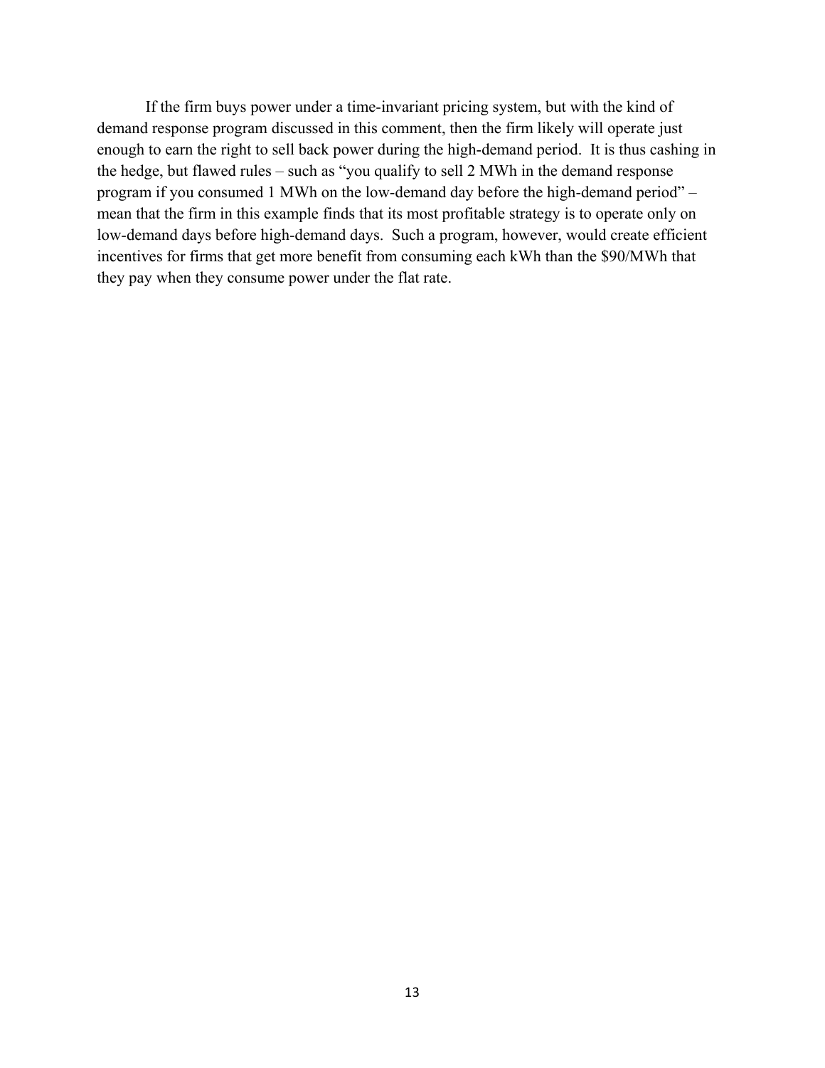If the firm buys power under a time-invariant pricing system, but with the kind of demand response program discussed in this comment, then the firm likely will operate just enough to earn the right to sell back power during the high-demand period. It is thus cashing in the hedge, but flawed rules – such as "you qualify to sell 2 MWh in the demand response program if you consumed 1 MWh on the low-demand day before the high-demand period" – mean that the firm in this example finds that its most profitable strategy is to operate only on low-demand days before high-demand days. Such a program, however, would create efficient incentives for firms that get more benefit from consuming each kWh than the $90/MWh that they pay when they consume power under the flat rate.